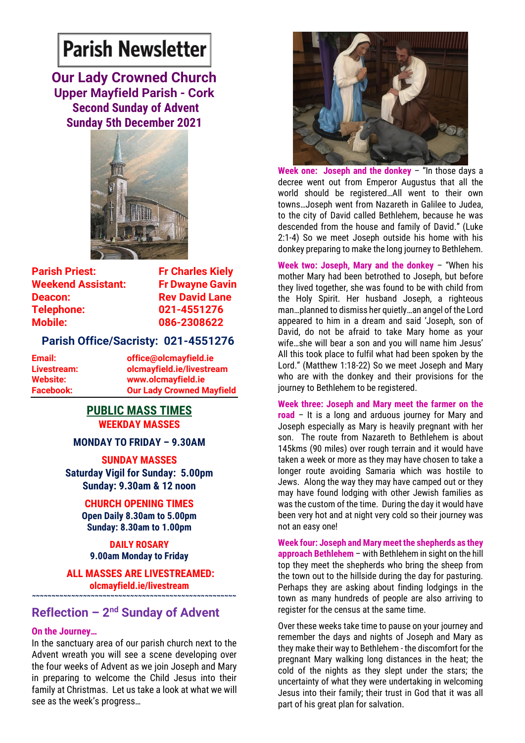# Parish Newsletter

## Our Lady Crowned Church
### Upper Mayfield Parish - Cork
### Second Sunday of Advent
### Sunday 5th December 2021

| | |
|---|---|
| **Parish Priest:** | **Fr Charles Kiely** |
| **Weekend Assistant:** | **Fr Dwayne Gavin** |
| **Deacon:** | **Rev David Lane** |
| **Telephone:** | **021-4551276** |
| **Mobile:** | **086-2308622** |

**Parish Office/Sacristy: 021-4551276**

| | |
|---|---|
| **Email:** | **office@olcmayfield.ie** |
| **Livestream:** | **olcmayfield.ie/livestream** |
| **Website:** | **www.olcmayfield.ie** |
| **Facebook:** | **Our Lady Crowned Mayfield** |

## PUBLIC MASS TIMES

**WEEKDAY MASSES**

**MONDAY TO FRIDAY – 9.30AM**

**SUNDAY MASSES**

**Saturday Vigil for Sunday: 5.00pm**
**Sunday: 9.30am & 12 noon**

**CHURCH OPENING TIMES**

**Open Daily 8.30am to 5.00pm**
**Sunday: 8.30am to 1.00pm**

**DAILY ROSARY**

**9.00am Monday to Friday**

**ALL MASSES ARE LIVESTREAMED:**
**olcmayfield.ie/livestream**

~~~~~~~~~~~~~~~~~~~~~~~~~~~~~~~~~~~~~~~~~~~~~~~~~~~~

## Reflection – 2nd Sunday of Advent

**On the Journey…**

In the sanctuary area of our parish church next to the Advent wreath you will see a scene developing over the four weeks of Advent as we join Joseph and Mary in preparing to welcome the Child Jesus into their family at Christmas. Let us take a look at what we will see as the week's progress…

**Week one: Joseph and the donkey** – "In those days a decree went out from Emperor Augustus that all the world should be registered…All went to their own towns…Joseph went from Nazareth in Galilee to Judea, to the city of David called Bethlehem, because he was descended from the house and family of David." (Luke 2:1-4) So we meet Joseph outside his home with his donkey preparing to make the long journey to Bethlehem.

**Week two: Joseph, Mary and the donkey** – "When his mother Mary had been betrothed to Joseph, but before they lived together, she was found to be with child from the Holy Spirit. Her husband Joseph, a righteous man…planned to dismiss her quietly…an angel of the Lord appeared to him in a dream and said 'Joseph, son of David, do not be afraid to take Mary home as your wife…she will bear a son and you will name him Jesus' All this took place to fulfil what had been spoken by the Lord." (Matthew 1:18-22) So we meet Joseph and Mary who are with the donkey and their provisions for the journey to Bethlehem to be registered.

**Week three: Joseph and Mary meet the farmer on the road** – It is a long and arduous journey for Mary and Joseph especially as Mary is heavily pregnant with her son. The route from Nazareth to Bethlehem is about 145kms (90 miles) over rough terrain and it would have taken a week or more as they may have chosen to take a longer route avoiding Samaria which was hostile to Jews. Along the way they may have camped out or they may have found lodging with other Jewish families as was the custom of the time. During the day it would have been very hot and at night very cold so their journey was not an easy one!

**Week four: Joseph and Mary meet the shepherds as they approach Bethlehem** – with Bethlehem in sight on the hill top they meet the shepherds who bring the sheep from the town out to the hillside during the day for pasturing. Perhaps they are asking about finding lodgings in the town as many hundreds of people are also arriving to register for the census at the same time.

Over these weeks take time to pause on your journey and remember the days and nights of Joseph and Mary as they make their way to Bethlehem - the discomfort for the pregnant Mary walking long distances in the heat; the cold of the nights as they slept under the stars; the uncertainty of what they were undertaking in welcoming Jesus into their family; their trust in God that it was all part of his great plan for salvation.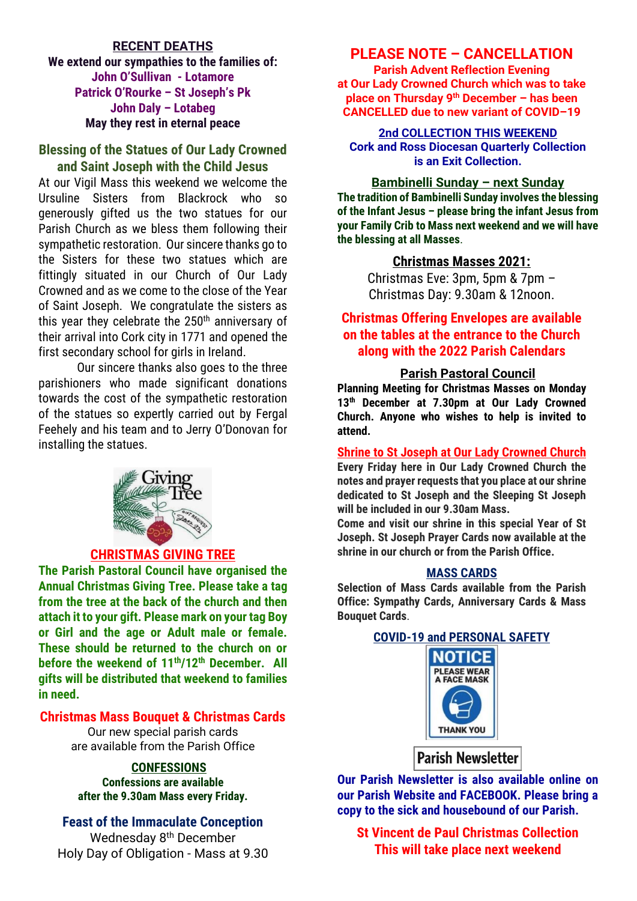## RECENT DEATHS

**We extend our sympathies to the families of:**

**John O'Sullivan - Lotamore**
**Patrick O'Rourke – St Joseph's Pk**
**John Daly – Lotabeg**
**May they rest in eternal peace**

## Blessing of the Statues of Our Lady Crowned and Saint Joseph with the Child Jesus

At our Vigil Mass this weekend we welcome the Ursuline Sisters from Blackrock who so generously gifted us the two statues for our Parish Church as we bless them following their sympathetic restoration. Our sincere thanks go to the Sisters for these two statues which are fittingly situated in our Church of Our Lady Crowned and as we come to the close of the Year of Saint Joseph. We congratulate the sisters as this year they celebrate the 250th anniversary of their arrival into Cork city in 1771 and opened the first secondary school for girls in Ireland.

Our sincere thanks also goes to the three parishioners who made significant donations towards the cost of the sympathetic restoration of the statues so expertly carried out by Fergal Feehely and his team and to Jerry O'Donovan for installing the statues.

## CHRISTMAS GIVING TREE

**The Parish Pastoral Council have organised the Annual Christmas Giving Tree. Please take a tag from the tree at the back of the church and then attach it to your gift. Please mark on your tag Boy or Girl and the age or Adult male or female. These should be returned to the church on or before the weekend of 11th/12th December. All gifts will be distributed that weekend to families in need.**

## Christmas Mass Bouquet & Christmas Cards

Our new special parish cards are available from the Parish Office

## CONFESSIONS

**Confessions are available after the 9.30am Mass every Friday.**

## Feast of the Immaculate Conception

Wednesday 8th December
Holy Day of Obligation - Mass at 9.30

## PLEASE NOTE – CANCELLATION

**Parish Advent Reflection Evening at Our Lady Crowned Church which was to take place on Thursday 9th December – has been CANCELLED due to new variant of COVID–19**

## 2nd COLLECTION THIS WEEKEND

**Cork and Ross Diocesan Quarterly Collection is an Exit Collection.**

## Bambinelli Sunday – next Sunday

**The tradition of Bambinelli Sunday involves the blessing of the Infant Jesus – please bring the infant Jesus from your Family Crib to Mass next weekend and we will have the blessing at all Masses.**

## Christmas Masses 2021:

Christmas Eve: 3pm, 5pm & 7pm –
Christmas Day: 9.30am & 12noon.

**Christmas Offering Envelopes are available on the tables at the entrance to the Church along with the 2022 Parish Calendars**

## Parish Pastoral Council

**Planning Meeting for Christmas Masses on Monday 13th December at 7.30pm at Our Lady Crowned Church. Anyone who wishes to help is invited to attend.**

## Shrine to St Joseph at Our Lady Crowned Church

**Every Friday here in Our Lady Crowned Church the notes and prayer requests that you place at our shrine dedicated to St Joseph and the Sleeping St Joseph will be included in our 9.30am Mass.**

**Come and visit our shrine in this special Year of St Joseph. St Joseph Prayer Cards now available at the shrine in our church or from the Parish Office.**

## MASS CARDS

**Selection of Mass Cards available from the Parish Office: Sympathy Cards, Anniversary Cards & Mass Bouquet Cards.**

## COVID-19 and PERSONAL SAFETY

NOTICE
PLEASE WEAR A FACE MASK
THANK YOU

## Parish Newsletter

**Our Parish Newsletter is also available online on our Parish Website and FACEBOOK. Please bring a copy to the sick and housebound of our Parish.**

## St Vincent de Paul Christmas Collection

**This will take place next weekend**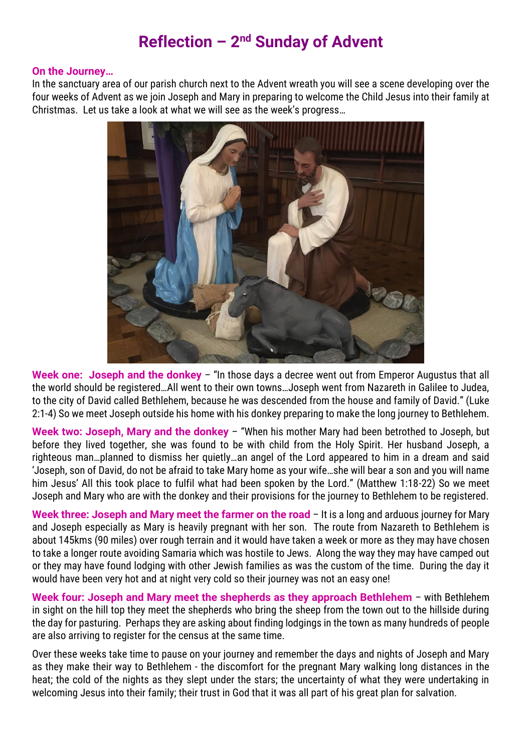# Reflection – 2nd Sunday of Advent

**On the Journey…**

In the sanctuary area of our parish church next to the Advent wreath you will see a scene developing over the four weeks of Advent as we join Joseph and Mary in preparing to welcome the Child Jesus into their family at Christmas. Let us take a look at what we will see as the week's progress…

**Week one: Joseph and the donkey** – "In those days a decree went out from Emperor Augustus that all the world should be registered…All went to their own towns…Joseph went from Nazareth in Galilee to Judea, to the city of David called Bethlehem, because he was descended from the house and family of David." (Luke 2:1-4) So we meet Joseph outside his home with his donkey preparing to make the long journey to Bethlehem.

**Week two: Joseph, Mary and the donkey** – "When his mother Mary had been betrothed to Joseph, but before they lived together, she was found to be with child from the Holy Spirit. Her husband Joseph, a righteous man…planned to dismiss her quietly…an angel of the Lord appeared to him in a dream and said 'Joseph, son of David, do not be afraid to take Mary home as your wife…she will bear a son and you will name him Jesus' All this took place to fulfil what had been spoken by the Lord." (Matthew 1:18-22) So we meet Joseph and Mary who are with the donkey and their provisions for the journey to Bethlehem to be registered.

**Week three: Joseph and Mary meet the farmer on the road** – It is a long and arduous journey for Mary and Joseph especially as Mary is heavily pregnant with her son. The route from Nazareth to Bethlehem is about 145kms (90 miles) over rough terrain and it would have taken a week or more as they may have chosen to take a longer route avoiding Samaria which was hostile to Jews. Along the way they may have camped out or they may have found lodging with other Jewish families as was the custom of the time. During the day it would have been very hot and at night very cold so their journey was not an easy one!

**Week four: Joseph and Mary meet the shepherds as they approach Bethlehem** – with Bethlehem in sight on the hill top they meet the shepherds who bring the sheep from the town out to the hillside during the day for pasturing. Perhaps they are asking about finding lodgings in the town as many hundreds of people are also arriving to register for the census at the same time.

Over these weeks take time to pause on your journey and remember the days and nights of Joseph and Mary as they make their way to Bethlehem - the discomfort for the pregnant Mary walking long distances in the heat; the cold of the nights as they slept under the stars; the uncertainty of what they were undertaking in welcoming Jesus into their family; their trust in God that it was all part of his great plan for salvation.